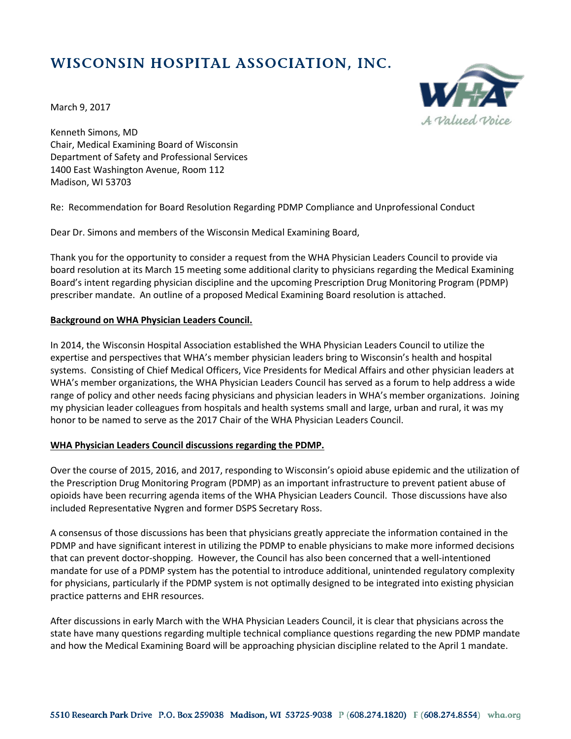# WISCONSIN HOSPITAL ASSOCIATION, INC.

March 9, 2017

Kenneth Simons, MD
Chair, Medical Examining Board of Wisconsin
Department of Safety and Professional Services
1400 East Washington Avenue, Room 112
Madison, WI 53703

Re: Recommendation for Board Resolution Regarding PDMP Compliance and Unprofessional Conduct

Dear Dr. Simons and members of the Wisconsin Medical Examining Board,

Thank you for the opportunity to consider a request from the WHA Physician Leaders Council to provide via board resolution at its March 15 meeting some additional clarity to physicians regarding the Medical Examining Board's intent regarding physician discipline and the upcoming Prescription Drug Monitoring Program (PDMP) prescriber mandate. An outline of a proposed Medical Examining Board resolution is attached.

**Background on WHA Physician Leaders Council.**

In 2014, the Wisconsin Hospital Association established the WHA Physician Leaders Council to utilize the expertise and perspectives that WHA's member physician leaders bring to Wisconsin's health and hospital systems. Consisting of Chief Medical Officers, Vice Presidents for Medical Affairs and other physician leaders at WHA's member organizations, the WHA Physician Leaders Council has served as a forum to help address a wide range of policy and other needs facing physicians and physician leaders in WHA's member organizations. Joining my physician leader colleagues from hospitals and health systems small and large, urban and rural, it was my honor to be named to serve as the 2017 Chair of the WHA Physician Leaders Council.

**WHA Physician Leaders Council discussions regarding the PDMP.**

Over the course of 2015, 2016, and 2017, responding to Wisconsin's opioid abuse epidemic and the utilization of the Prescription Drug Monitoring Program (PDMP) as an important infrastructure to prevent patient abuse of opioids have been recurring agenda items of the WHA Physician Leaders Council. Those discussions have also included Representative Nygren and former DSPS Secretary Ross.

A consensus of those discussions has been that physicians greatly appreciate the information contained in the PDMP and have significant interest in utilizing the PDMP to enable physicians to make more informed decisions that can prevent doctor-shopping. However, the Council has also been concerned that a well-intentioned mandate for use of a PDMP system has the potential to introduce additional, unintended regulatory complexity for physicians, particularly if the PDMP system is not optimally designed to be integrated into existing physician practice patterns and EHR resources.

After discussions in early March with the WHA Physician Leaders Council, it is clear that physicians across the state have many questions regarding multiple technical compliance questions regarding the new PDMP mandate and how the Medical Examining Board will be approaching physician discipline related to the April 1 mandate.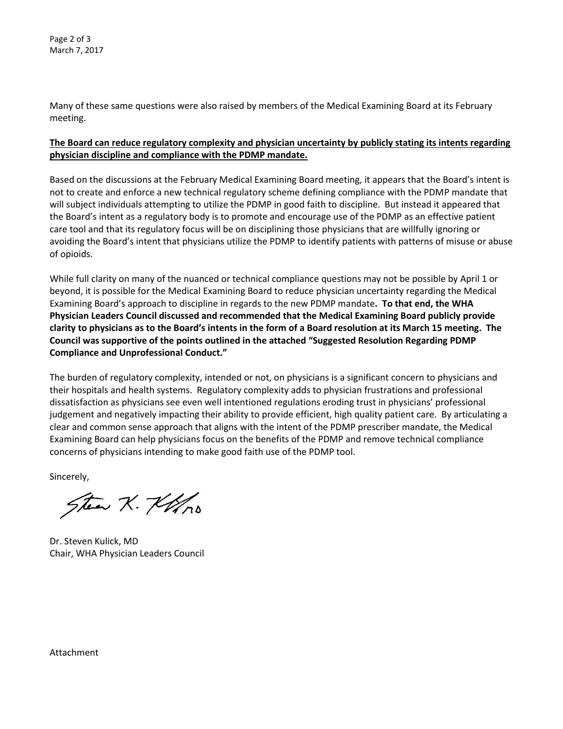Many of these same questions were also raised by members of the Medical Examining Board at its February meeting.

**The Board can reduce regulatory complexity and physician uncertainty by publicly stating its intents regarding physician discipline and compliance with the PDMP mandate.**

Based on the discussions at the February Medical Examining Board meeting, it appears that the Board's intent is not to create and enforce a new technical regulatory scheme defining compliance with the PDMP mandate that will subject individuals attempting to utilize the PDMP in good faith to discipline. But instead it appeared that the Board's intent as a regulatory body is to promote and encourage use of the PDMP as an effective patient care tool and that its regulatory focus will be on disciplining those physicians that are willfully ignoring or avoiding the Board's intent that physicians utilize the PDMP to identify patients with patterns of misuse or abuse of opioids.

While full clarity on many of the nuanced or technical compliance questions may not be possible by April 1 or beyond, it is possible for the Medical Examining Board to reduce physician uncertainty regarding the Medical Examining Board's approach to discipline in regards to the new PDMP mandate**. To that end, the WHA Physician Leaders Council discussed and recommended that the Medical Examining Board publicly provide clarity to physicians as to the Board's intents in the form of a Board resolution at its March 15 meeting. The Council was supportive of the points outlined in the attached "Suggested Resolution Regarding PDMP Compliance and Unprofessional Conduct."**

The burden of regulatory complexity, intended or not, on physicians is a significant concern to physicians and their hospitals and health systems. Regulatory complexity adds to physician frustrations and professional dissatisfaction as physicians see even well intentioned regulations eroding trust in physicians' professional judgement and negatively impacting their ability to provide efficient, high quality patient care. By articulating a clear and common sense approach that aligns with the intent of the PDMP prescriber mandate, the Medical Examining Board can help physicians focus on the benefits of the PDMP and remove technical compliance concerns of physicians intending to make good faith use of the PDMP tool.

Sincerely,

Dr. Steven Kulick, MD
Chair, WHA Physician Leaders Council

Attachment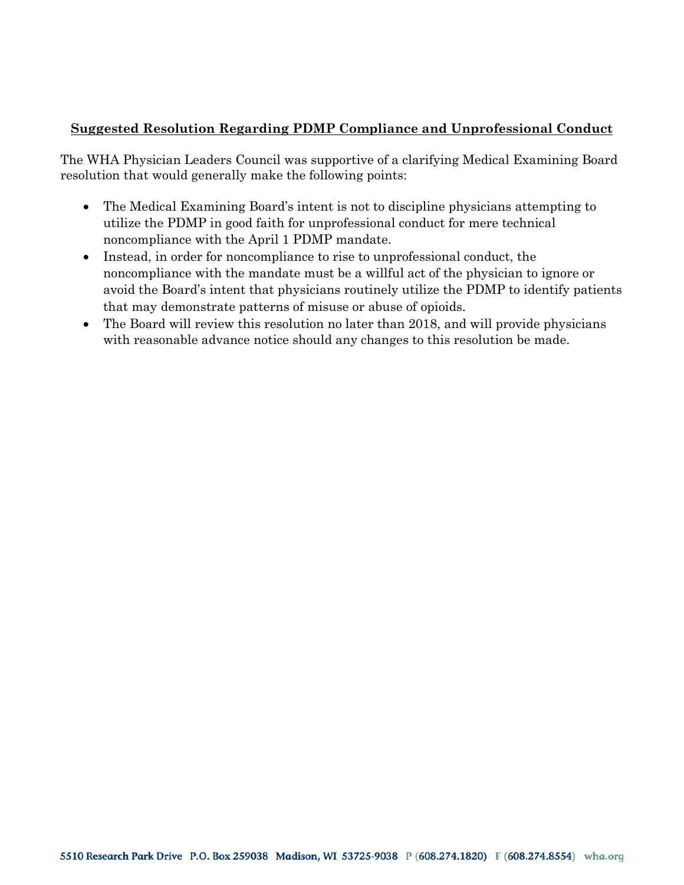**Suggested Resolution Regarding PDMP Compliance and Unprofessional Conduct**

The WHA Physician Leaders Council was supportive of a clarifying Medical Examining Board resolution that would generally make the following points:

- The Medical Examining Board's intent is not to discipline physicians attempting to utilize the PDMP in good faith for unprofessional conduct for mere technical noncompliance with the April 1 PDMP mandate.
- Instead, in order for noncompliance to rise to unprofessional conduct, the noncompliance with the mandate must be a willful act of the physician to ignore or avoid the Board's intent that physicians routinely utilize the PDMP to identify patients that may demonstrate patterns of misuse or abuse of opioids.
- The Board will review this resolution no later than 2018, and will provide physicians with reasonable advance notice should any changes to this resolution be made.